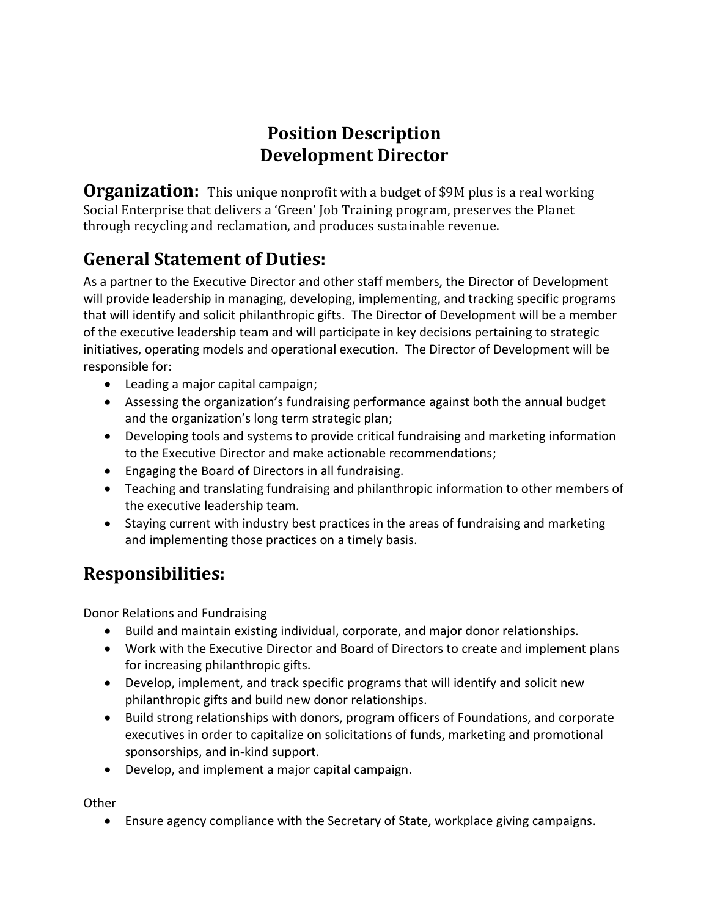# Position Description
# Development Director

**Organization:** This unique nonprofit with a budget of $9M plus is a real working Social Enterprise that delivers a 'Green' Job Training program, preserves the Planet through recycling and reclamation, and produces sustainable revenue.

## General Statement of Duties:

As a partner to the Executive Director and other staff members, the Director of Development will provide leadership in managing, developing, implementing, and tracking specific programs that will identify and solicit philanthropic gifts. The Director of Development will be a member of the executive leadership team and will participate in key decisions pertaining to strategic initiatives, operating models and operational execution. The Director of Development will be responsible for:

- Leading a major capital campaign;
- Assessing the organization's fundraising performance against both the annual budget and the organization's long term strategic plan;
- Developing tools and systems to provide critical fundraising and marketing information to the Executive Director and make actionable recommendations;
- Engaging the Board of Directors in all fundraising.
- Teaching and translating fundraising and philanthropic information to other members of the executive leadership team.
- Staying current with industry best practices in the areas of fundraising and marketing and implementing those practices on a timely basis.

## Responsibilities:

Donor Relations and Fundraising

- Build and maintain existing individual, corporate, and major donor relationships.
- Work with the Executive Director and Board of Directors to create and implement plans for increasing philanthropic gifts.
- Develop, implement, and track specific programs that will identify and solicit new philanthropic gifts and build new donor relationships.
- Build strong relationships with donors, program officers of Foundations, and corporate executives in order to capitalize on solicitations of funds, marketing and promotional sponsorships, and in-kind support.
- Develop, and implement a major capital campaign.

Other

- Ensure agency compliance with the Secretary of State, workplace giving campaigns.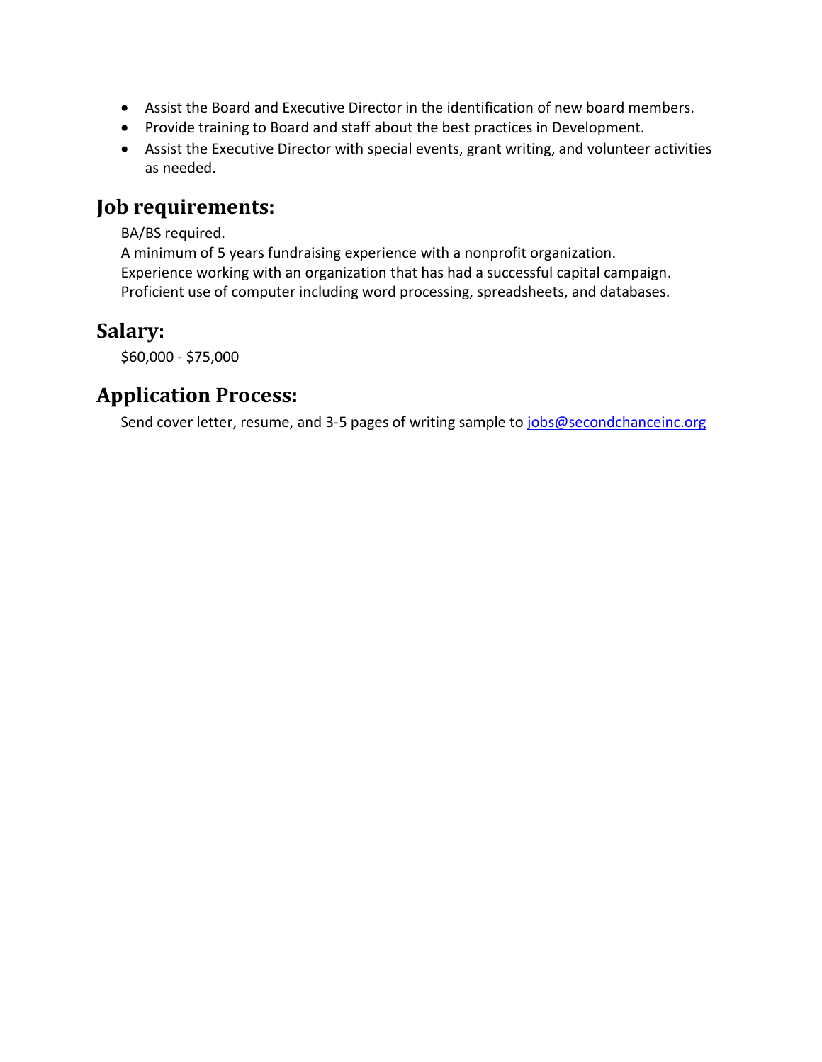- Assist the Board and Executive Director in the identification of new board members.
- Provide training to Board and staff about the best practices in Development.
- Assist the Executive Director with special events, grant writing, and volunteer activities as needed.

## Job requirements:

BA/BS required.
A minimum of 5 years fundraising experience with a nonprofit organization.
Experience working with an organization that has had a successful capital campaign.
Proficient use of computer including word processing, spreadsheets, and databases.

## Salary:

$60,000 - $75,000

## Application Process:

Send cover letter, resume, and 3-5 pages of writing sample to jobs@secondchanceinc.org